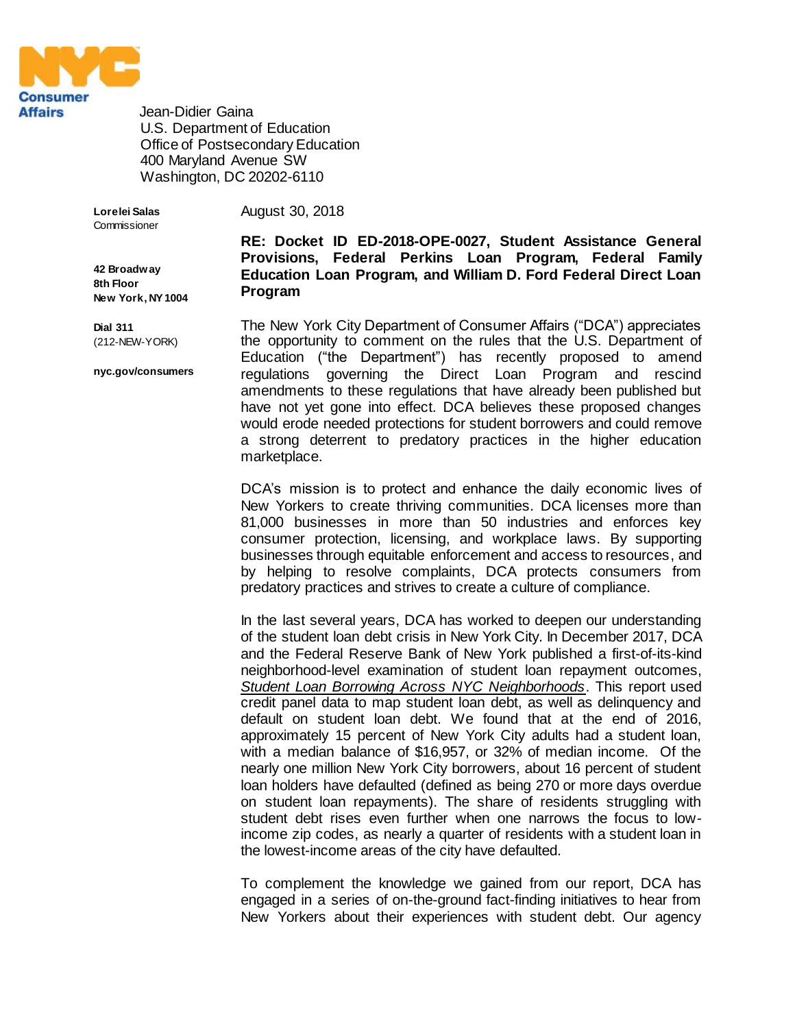**NYC Consumer Affairs**

Jean-Didier Gaina
U.S. Department of Education
Office of Postsecondary Education
400 Maryland Avenue SW
Washington, DC 20202-6110

**Lorelei Salas**
Commissioner

**42 Broadway**
**8th Floor**
**New York, NY 1004**

**Dial 311**
(212-NEW-YORK)

**nyc.gov/consumers**

August 30, 2018

**RE: Docket ID ED-2018-OPE-0027, Student Assistance General Provisions, Federal Perkins Loan Program, Federal Family Education Loan Program, and William D. Ford Federal Direct Loan Program**

The New York City Department of Consumer Affairs ("DCA") appreciates the opportunity to comment on the rules that the U.S. Department of Education ("the Department") has recently proposed to amend regulations governing the Direct Loan Program and rescind amendments to these regulations that have already been published but have not yet gone into effect. DCA believes these proposed changes would erode needed protections for student borrowers and could remove a strong deterrent to predatory practices in the higher education marketplace.

DCA's mission is to protect and enhance the daily economic lives of New Yorkers to create thriving communities. DCA licenses more than 81,000 businesses in more than 50 industries and enforces key consumer protection, licensing, and workplace laws. By supporting businesses through equitable enforcement and access to resources, and by helping to resolve complaints, DCA protects consumers from predatory practices and strives to create a culture of compliance.

In the last several years, DCA has worked to deepen our understanding of the student loan debt crisis in New York City. In December 2017, DCA and the Federal Reserve Bank of New York published a first-of-its-kind neighborhood-level examination of student loan repayment outcomes, *Student Loan Borrowing Across NYC Neighborhoods*. This report used credit panel data to map student loan debt, as well as delinquency and default on student loan debt. We found that at the end of 2016, approximately 15 percent of New York City adults had a student loan, with a median balance of $16,957, or 32% of median income. Of the nearly one million New York City borrowers, about 16 percent of student loan holders have defaulted (defined as being 270 or more days overdue on student loan repayments). The share of residents struggling with student debt rises even further when one narrows the focus to low-income zip codes, as nearly a quarter of residents with a student loan in the lowest-income areas of the city have defaulted.

To complement the knowledge we gained from our report, DCA has engaged in a series of on-the-ground fact-finding initiatives to hear from New Yorkers about their experiences with student debt. Our agency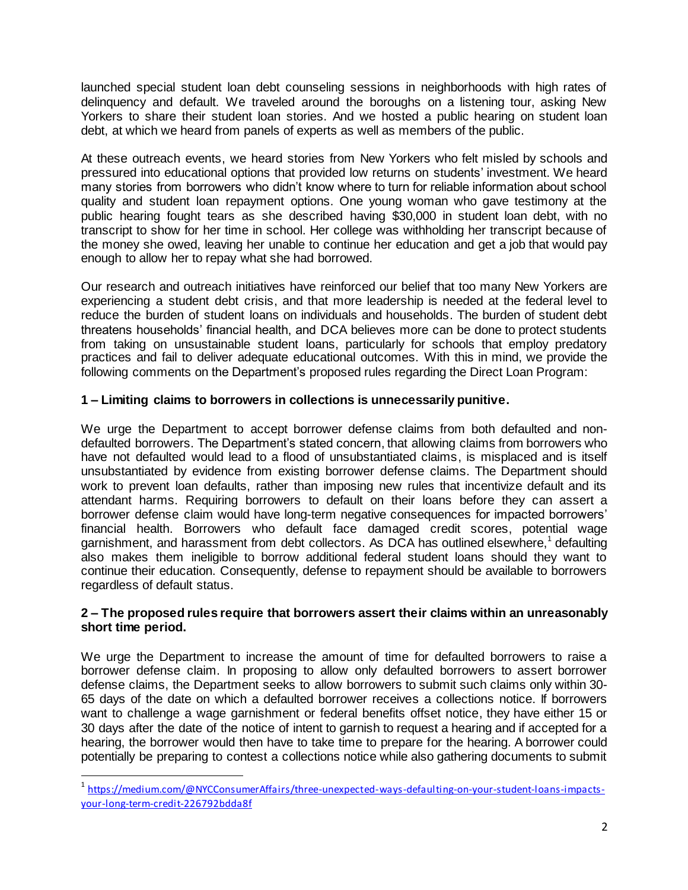launched special student loan debt counseling sessions in neighborhoods with high rates of delinquency and default. We traveled around the boroughs on a listening tour, asking New Yorkers to share their student loan stories. And we hosted a public hearing on student loan debt, at which we heard from panels of experts as well as members of the public.

At these outreach events, we heard stories from New Yorkers who felt misled by schools and pressured into educational options that provided low returns on students' investment. We heard many stories from borrowers who didn't know where to turn for reliable information about school quality and student loan repayment options. One young woman who gave testimony at the public hearing fought tears as she described having $30,000 in student loan debt, with no transcript to show for her time in school. Her college was withholding her transcript because of the money she owed, leaving her unable to continue her education and get a job that would pay enough to allow her to repay what she had borrowed.

Our research and outreach initiatives have reinforced our belief that too many New Yorkers are experiencing a student debt crisis, and that more leadership is needed at the federal level to reduce the burden of student loans on individuals and households. The burden of student debt threatens households' financial health, and DCA believes more can be done to protect students from taking on unsustainable student loans, particularly for schools that employ predatory practices and fail to deliver adequate educational outcomes. With this in mind, we provide the following comments on the Department's proposed rules regarding the Direct Loan Program:

**1 – Limiting claims to borrowers in collections is unnecessarily punitive.**

We urge the Department to accept borrower defense claims from both defaulted and non-defaulted borrowers. The Department's stated concern, that allowing claims from borrowers who have not defaulted would lead to a flood of unsubstantiated claims, is misplaced and is itself unsubstantiated by evidence from existing borrower defense claims. The Department should work to prevent loan defaults, rather than imposing new rules that incentivize default and its attendant harms. Requiring borrowers to default on their loans before they can assert a borrower defense claim would have long-term negative consequences for impacted borrowers' financial health. Borrowers who default face damaged credit scores, potential wage garnishment, and harassment from debt collectors. As DCA has outlined elsewhere,[1] defaulting also makes them ineligible to borrow additional federal student loans should they want to continue their education. Consequently, defense to repayment should be available to borrowers regardless of default status.

**2 – The proposed rules require that borrowers assert their claims within an unreasonably short time period.**

We urge the Department to increase the amount of time for defaulted borrowers to raise a borrower defense claim. In proposing to allow only defaulted borrowers to assert borrower defense claims, the Department seeks to allow borrowers to submit such claims only within 30-65 days of the date on which a defaulted borrower receives a collections notice. If borrowers want to challenge a wage garnishment or federal benefits offset notice, they have either 15 or 30 days after the date of the notice of intent to garnish to request a hearing and if accepted for a hearing, the borrower would then have to take time to prepare for the hearing. A borrower could potentially be preparing to contest a collections notice while also gathering documents to submit

[1] https://medium.com/@NYCConsumerAffairs/three-unexpected-ways-defaulting-on-your-student-loans-impacts-your-long-term-credit-226792bdda8f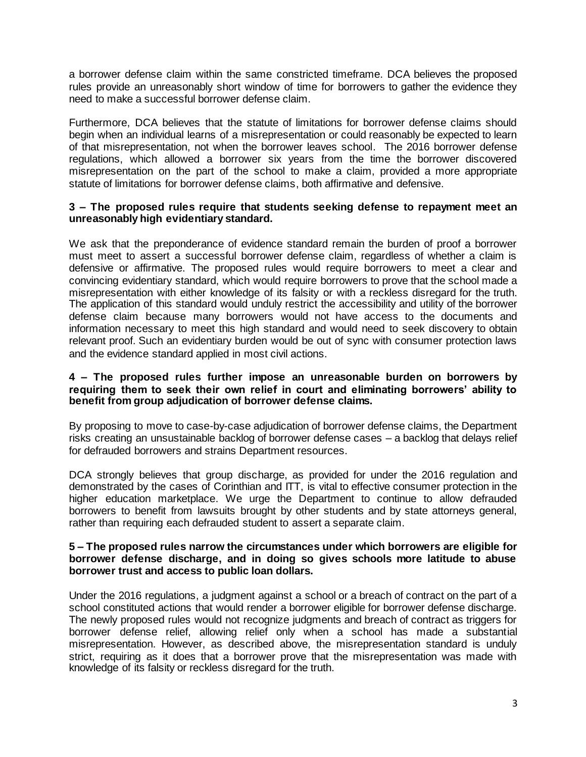a borrower defense claim within the same constricted timeframe. DCA believes the proposed rules provide an unreasonably short window of time for borrowers to gather the evidence they need to make a successful borrower defense claim.

Furthermore, DCA believes that the statute of limitations for borrower defense claims should begin when an individual learns of a misrepresentation or could reasonably be expected to learn of that misrepresentation, not when the borrower leaves school. The 2016 borrower defense regulations, which allowed a borrower six years from the time the borrower discovered misrepresentation on the part of the school to make a claim, provided a more appropriate statute of limitations for borrower defense claims, both affirmative and defensive.

**3 – The proposed rules require that students seeking defense to repayment meet an unreasonably high evidentiary standard.**

We ask that the preponderance of evidence standard remain the burden of proof a borrower must meet to assert a successful borrower defense claim, regardless of whether a claim is defensive or affirmative. The proposed rules would require borrowers to meet a clear and convincing evidentiary standard, which would require borrowers to prove that the school made a misrepresentation with either knowledge of its falsity or with a reckless disregard for the truth. The application of this standard would unduly restrict the accessibility and utility of the borrower defense claim because many borrowers would not have access to the documents and information necessary to meet this high standard and would need to seek discovery to obtain relevant proof. Such an evidentiary burden would be out of sync with consumer protection laws and the evidence standard applied in most civil actions.

**4 – The proposed rules further impose an unreasonable burden on borrowers by requiring them to seek their own relief in court and eliminating borrowers' ability to benefit from group adjudication of borrower defense claims.**

By proposing to move to case-by-case adjudication of borrower defense claims, the Department risks creating an unsustainable backlog of borrower defense cases – a backlog that delays relief for defrauded borrowers and strains Department resources.

DCA strongly believes that group discharge, as provided for under the 2016 regulation and demonstrated by the cases of Corinthian and ITT, is vital to effective consumer protection in the higher education marketplace. We urge the Department to continue to allow defrauded borrowers to benefit from lawsuits brought by other students and by state attorneys general, rather than requiring each defrauded student to assert a separate claim.

**5 – The proposed rules narrow the circumstances under which borrowers are eligible for borrower defense discharge, and in doing so gives schools more latitude to abuse borrower trust and access to public loan dollars.**

Under the 2016 regulations, a judgment against a school or a breach of contract on the part of a school constituted actions that would render a borrower eligible for borrower defense discharge. The newly proposed rules would not recognize judgments and breach of contract as triggers for borrower defense relief, allowing relief only when a school has made a substantial misrepresentation. However, as described above, the misrepresentation standard is unduly strict, requiring as it does that a borrower prove that the misrepresentation was made with knowledge of its falsity or reckless disregard for the truth.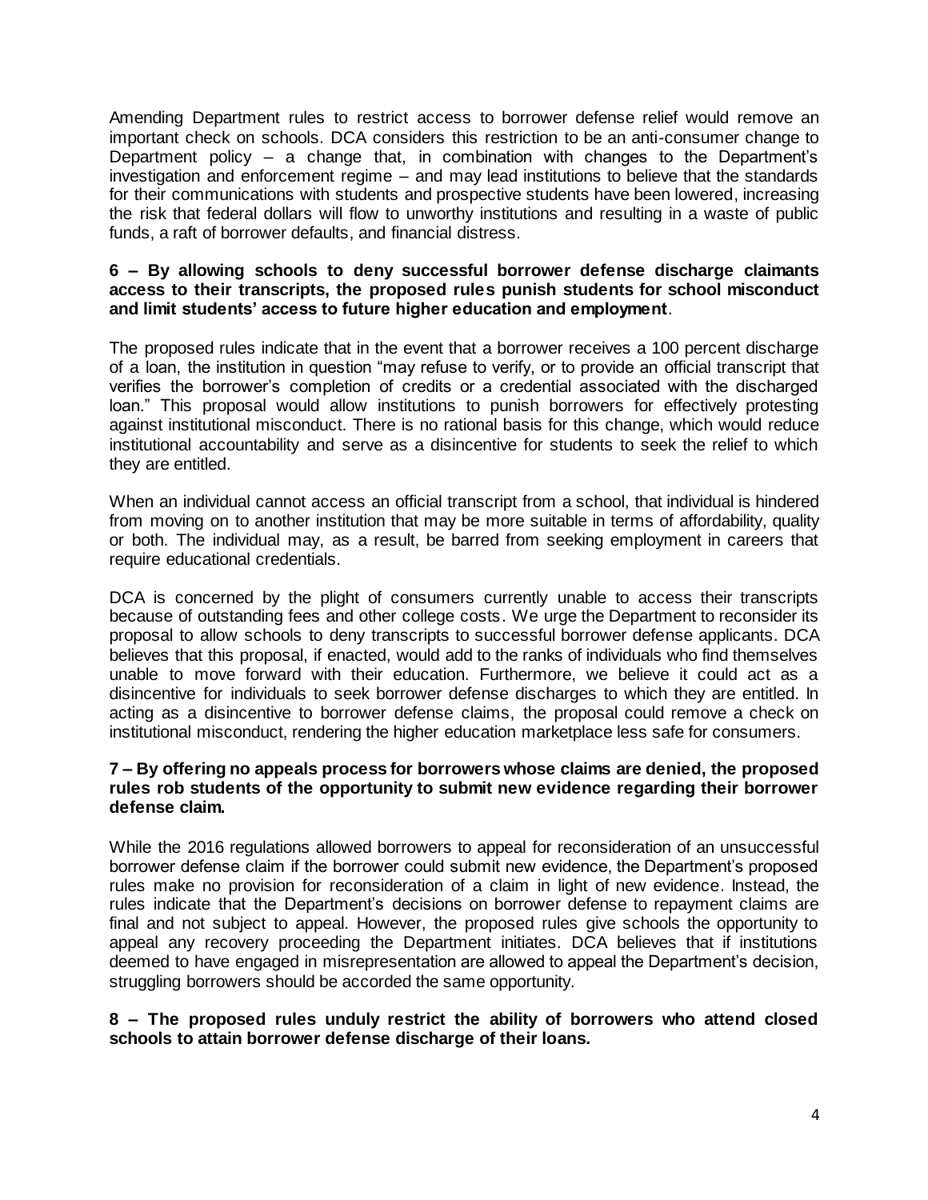Amending Department rules to restrict access to borrower defense relief would remove an important check on schools. DCA considers this restriction to be an anti-consumer change to Department policy – a change that, in combination with changes to the Department's investigation and enforcement regime – and may lead institutions to believe that the standards for their communications with students and prospective students have been lowered, increasing the risk that federal dollars will flow to unworthy institutions and resulting in a waste of public funds, a raft of borrower defaults, and financial distress.

**6 – By allowing schools to deny successful borrower defense discharge claimants access to their transcripts, the proposed rules punish students for school misconduct and limit students' access to future higher education and employment**.

The proposed rules indicate that in the event that a borrower receives a 100 percent discharge of a loan, the institution in question "may refuse to verify, or to provide an official transcript that verifies the borrower's completion of credits or a credential associated with the discharged loan." This proposal would allow institutions to punish borrowers for effectively protesting against institutional misconduct. There is no rational basis for this change, which would reduce institutional accountability and serve as a disincentive for students to seek the relief to which they are entitled.

When an individual cannot access an official transcript from a school, that individual is hindered from moving on to another institution that may be more suitable in terms of affordability, quality or both. The individual may, as a result, be barred from seeking employment in careers that require educational credentials.

DCA is concerned by the plight of consumers currently unable to access their transcripts because of outstanding fees and other college costs. We urge the Department to reconsider its proposal to allow schools to deny transcripts to successful borrower defense applicants. DCA believes that this proposal, if enacted, would add to the ranks of individuals who find themselves unable to move forward with their education. Furthermore, we believe it could act as a disincentive for individuals to seek borrower defense discharges to which they are entitled. In acting as a disincentive to borrower defense claims, the proposal could remove a check on institutional misconduct, rendering the higher education marketplace less safe for consumers.

**7 – By offering no appeals process for borrowers whose claims are denied, the proposed rules rob students of the opportunity to submit new evidence regarding their borrower defense claim.**

While the 2016 regulations allowed borrowers to appeal for reconsideration of an unsuccessful borrower defense claim if the borrower could submit new evidence, the Department's proposed rules make no provision for reconsideration of a claim in light of new evidence. Instead, the rules indicate that the Department's decisions on borrower defense to repayment claims are final and not subject to appeal. However, the proposed rules give schools the opportunity to appeal any recovery proceeding the Department initiates. DCA believes that if institutions deemed to have engaged in misrepresentation are allowed to appeal the Department's decision, struggling borrowers should be accorded the same opportunity.

**8 – The proposed rules unduly restrict the ability of borrowers who attend closed schools to attain borrower defense discharge of their loans.**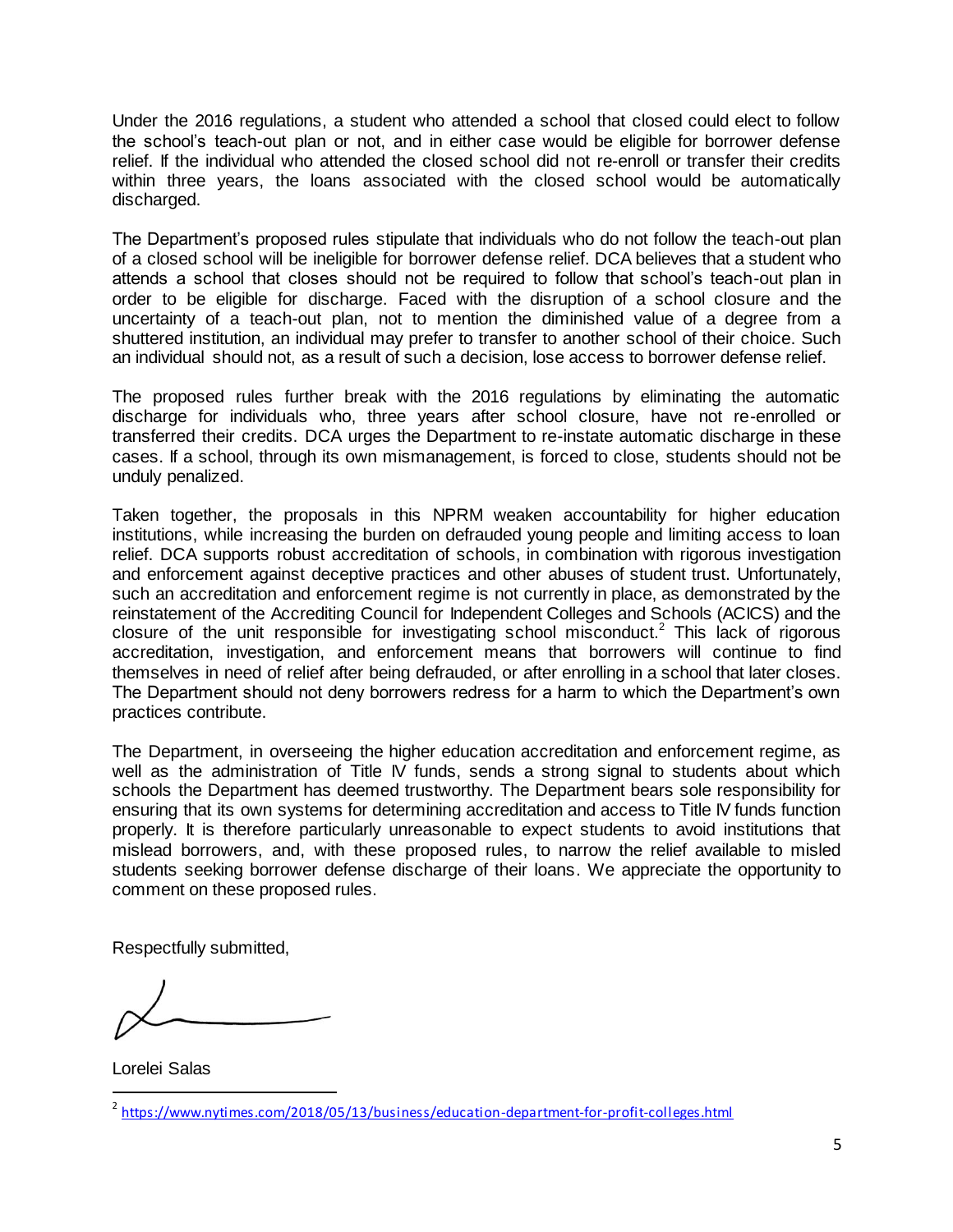Under the 2016 regulations, a student who attended a school that closed could elect to follow the school's teach-out plan or not, and in either case would be eligible for borrower defense relief. If the individual who attended the closed school did not re-enroll or transfer their credits within three years, the loans associated with the closed school would be automatically discharged.

The Department's proposed rules stipulate that individuals who do not follow the teach-out plan of a closed school will be ineligible for borrower defense relief. DCA believes that a student who attends a school that closes should not be required to follow that school's teach-out plan in order to be eligible for discharge. Faced with the disruption of a school closure and the uncertainty of a teach-out plan, not to mention the diminished value of a degree from a shuttered institution, an individual may prefer to transfer to another school of their choice. Such an individual should not, as a result of such a decision, lose access to borrower defense relief.

The proposed rules further break with the 2016 regulations by eliminating the automatic discharge for individuals who, three years after school closure, have not re-enrolled or transferred their credits. DCA urges the Department to re-instate automatic discharge in these cases. If a school, through its own mismanagement, is forced to close, students should not be unduly penalized.

Taken together, the proposals in this NPRM weaken accountability for higher education institutions, while increasing the burden on defrauded young people and limiting access to loan relief. DCA supports robust accreditation of schools, in combination with rigorous investigation and enforcement against deceptive practices and other abuses of student trust. Unfortunately, such an accreditation and enforcement regime is not currently in place, as demonstrated by the reinstatement of the Accrediting Council for Independent Colleges and Schools (ACICS) and the closure of the unit responsible for investigating school misconduct.[2] This lack of rigorous accreditation, investigation, and enforcement means that borrowers will continue to find themselves in need of relief after being defrauded, or after enrolling in a school that later closes. The Department should not deny borrowers redress for a harm to which the Department's own practices contribute.

The Department, in overseeing the higher education accreditation and enforcement regime, as well as the administration of Title IV funds, sends a strong signal to students about which schools the Department has deemed trustworthy. The Department bears sole responsibility for ensuring that its own systems for determining accreditation and access to Title IV funds function properly. It is therefore particularly unreasonable to expect students to avoid institutions that mislead borrowers, and, with these proposed rules, to narrow the relief available to misled students seeking borrower defense discharge of their loans. We appreciate the opportunity to comment on these proposed rules.

Respectfully submitted,

Lorelei Salas

---

[2] https://www.nytimes.com/2018/05/13/business/education-department-for-profit-colleges.html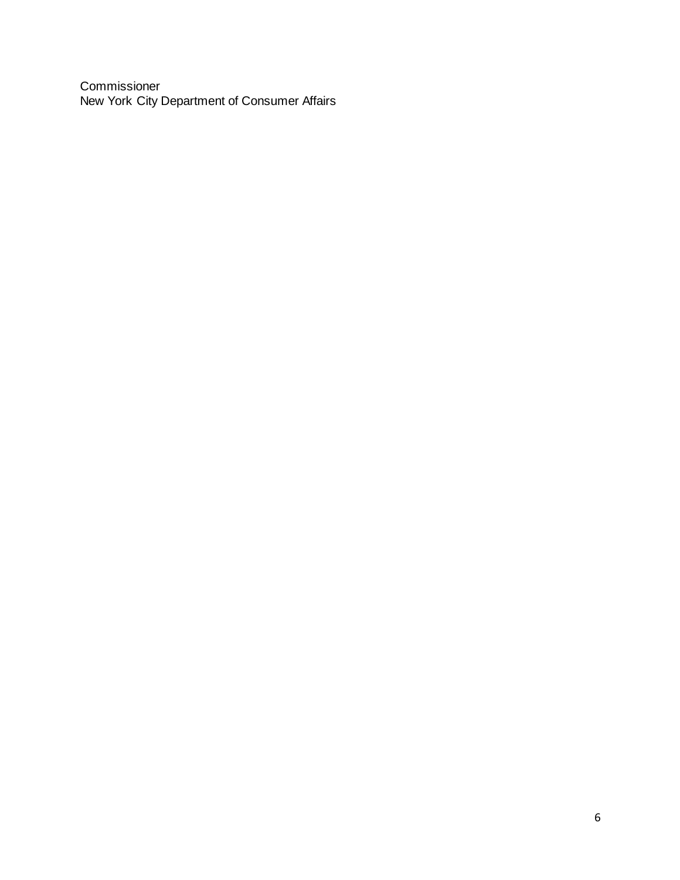Commissioner
New York City Department of Consumer Affairs